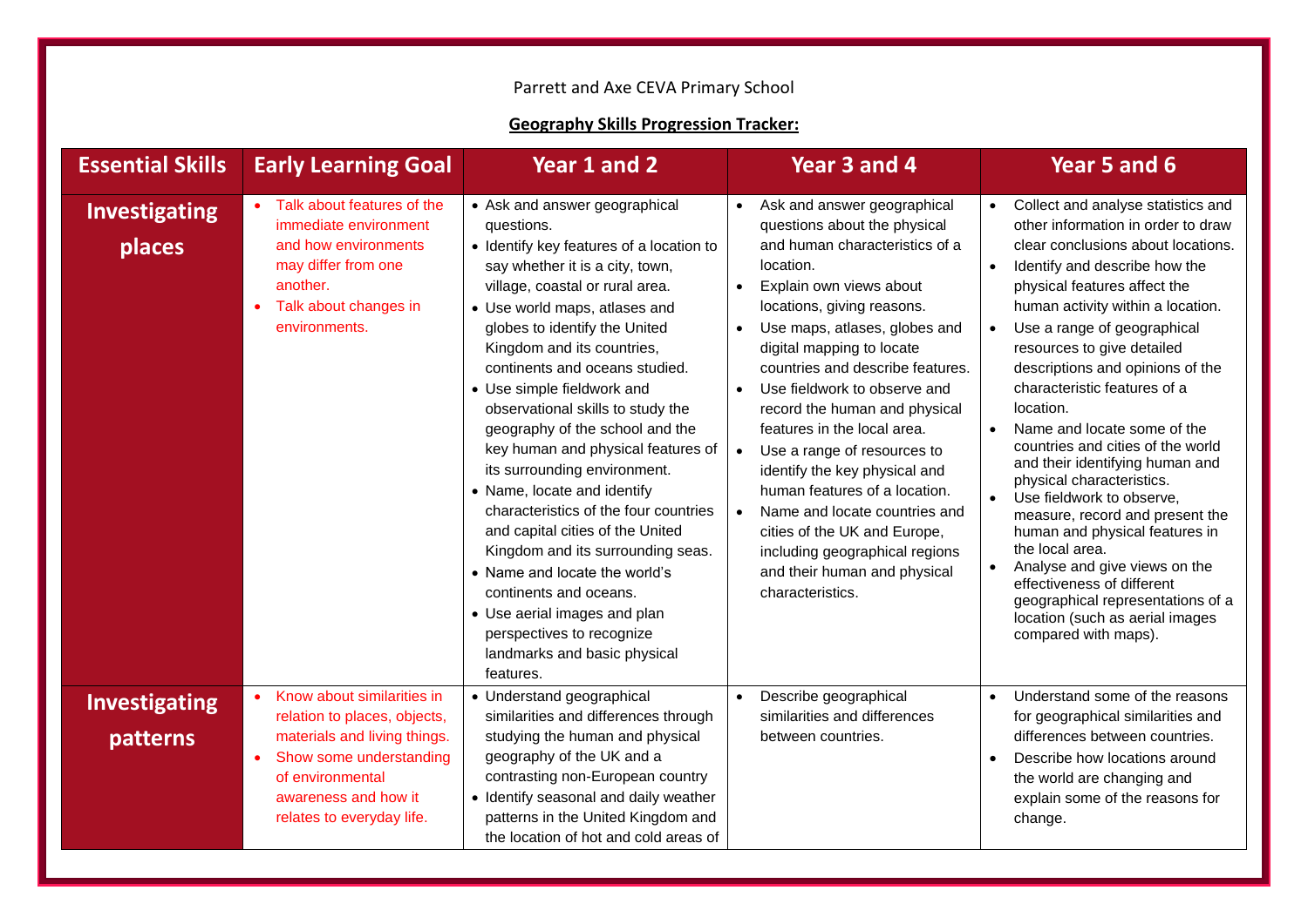Parrett and Axe CEVA Primary School

**Geography Skills Progression Tracker:**

| Essential Skills | Early Learning Goal | Year 1 and 2 | Year 3 and 4 | Year 5 and 6 |
|---|---|---|---|---|
| **Investigating places** | • Talk about features of the immediate environment and how environments may differ from one another.<br>• Talk about changes in environments. | • Ask and answer geographical questions.<br>• Identify key features of a location to say whether it is a city, town, village, coastal or rural area.<br>• Use world maps, atlases and globes to identify the United Kingdom and its countries, continents and oceans studied.<br>• Use simple fieldwork and observational skills to study the geography of the school and the key human and physical features of its surrounding environment.<br>• Name, locate and identify characteristics of the four countries and capital cities of the United Kingdom and its surrounding seas.<br>• Name and locate the world's continents and oceans.<br>• Use aerial images and plan perspectives to recognize landmarks and basic physical features. | • Ask and answer geographical questions about the physical and human characteristics of a location.<br>• Explain own views about locations, giving reasons.<br>• Use maps, atlases, globes and digital mapping to locate countries and describe features.<br>• Use fieldwork to observe and record the human and physical features in the local area.<br>• Use a range of resources to identify the key physical and human features of a location.<br>• Name and locate countries and cities of the UK and Europe, including geographical regions and their human and physical characteristics. | • Collect and analyse statistics and other information in order to draw clear conclusions about locations.<br>• Identify and describe how the physical features affect the human activity within a location.<br>• Use a range of geographical resources to give detailed descriptions and opinions of the characteristic features of a location.<br>• Name and locate some of the countries and cities of the world and their identifying human and physical characteristics.<br>• Use fieldwork to observe, measure, record and present the human and physical features in the local area.<br>• Analyse and give views on the effectiveness of different geographical representations of a location (such as aerial images compared with maps). |
| **Investigating patterns** | • Know about similarities in relation to places, objects, materials and living things.<br>• Show some understanding of environmental awareness and how it relates to everyday life. | • Understand geographical similarities and differences through studying the human and physical geography of the UK and a contrasting non-European country<br>• Identify seasonal and daily weather patterns in the United Kingdom and the location of hot and cold areas of | • Describe geographical similarities and differences between countries. | • Understand some of the reasons for geographical similarities and differences between countries.<br>• Describe how locations around the world are changing and explain some of the reasons for change. |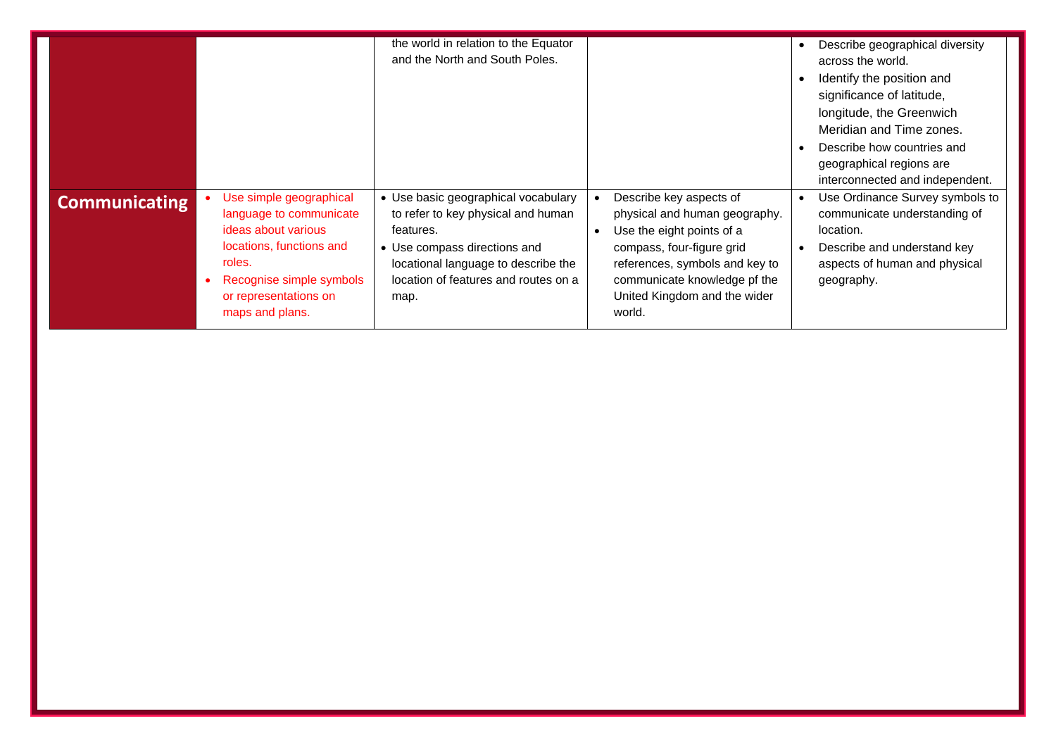| | | | | |
|---|---|---|---|---|
| | | the world in relation to the Equator and the North and South Poles. | | <ul><li>Describe geographical diversity across the world.</li><li>Identify the position and significance of latitude, longitude, the Greenwich Meridian and Time zones.</li><li>Describe how countries and geographical regions are interconnected and independent.</li></ul> |
| **Communicating** | <ul><li>Use simple geographical language to communicate ideas about various locations, functions and roles.</li><li>Recognise simple symbols or representations on maps and plans.</li></ul> | <ul><li>Use basic geographical vocabulary to refer to key physical and human features.</li><li>Use compass directions and locational language to describe the location of features and routes on a map.</li></ul> | <ul><li>Describe key aspects of physical and human geography.</li><li>Use the eight points of a compass, four-figure grid references, symbols and key to communicate knowledge pf the United Kingdom and the wider world.</li></ul> | <ul><li>Use Ordinance Survey symbols to communicate understanding of location.</li><li>Describe and understand key aspects of human and physical geography.</li></ul> |